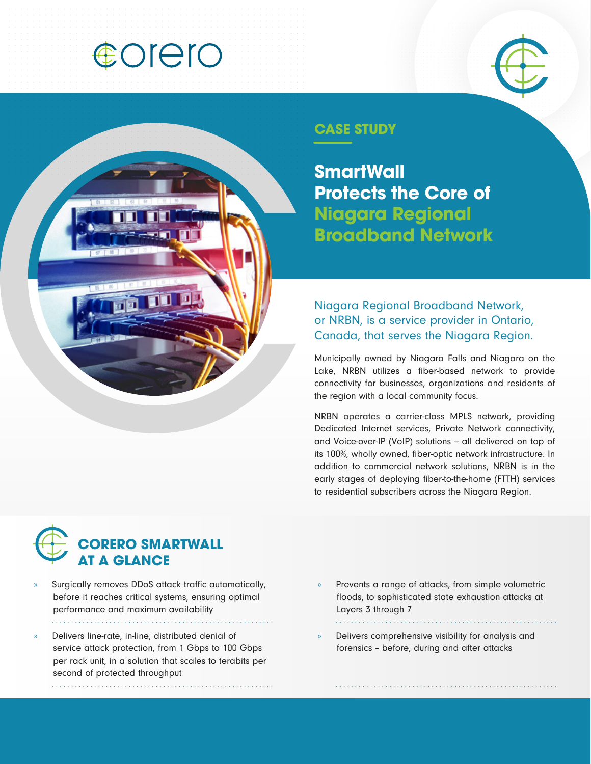corero

## CASE STUDY

# SmartWall Protects the Core of Niagara Regional Broadband Network

Niagara Regional Broadband Network, or NRBN, is a service provider in Ontario, Canada, that serves the Niagara Region.

Municipally owned by Niagara Falls and Niagara on the Lake, NRBN utilizes a fiber-based network to provide connectivity for businesses, organizations and residents of the region with a local community focus.

NRBN operates a carrier-class MPLS network, providing Dedicated Internet services, Private Network connectivity, and Voice-over-IP (VoIP) solutions – all delivered on top of its 100%, wholly owned, fiber-optic network infrastructure. In addition to commercial network solutions, NRBN is in the early stages of deploying fiber-to-the-home (FTTH) services to residential subscribers across the Niagara Region.

## CORERO SMARTWALL AT A GLANCE

- Surgically removes DDoS attack traffic automatically, before it reaches critical systems, ensuring optimal performance and maximum availability
- Delivers line-rate, in-line, distributed denial of service attack protection, from 1 Gbps to 100 Gbps per rack unit, in a solution that scales to terabits per second of protected throughput
- Prevents a range of attacks, from simple volumetric floods, to sophisticated state exhaustion attacks at Layers 3 through 7
- Delivers comprehensive visibility for analysis and forensics – before, during and after attacks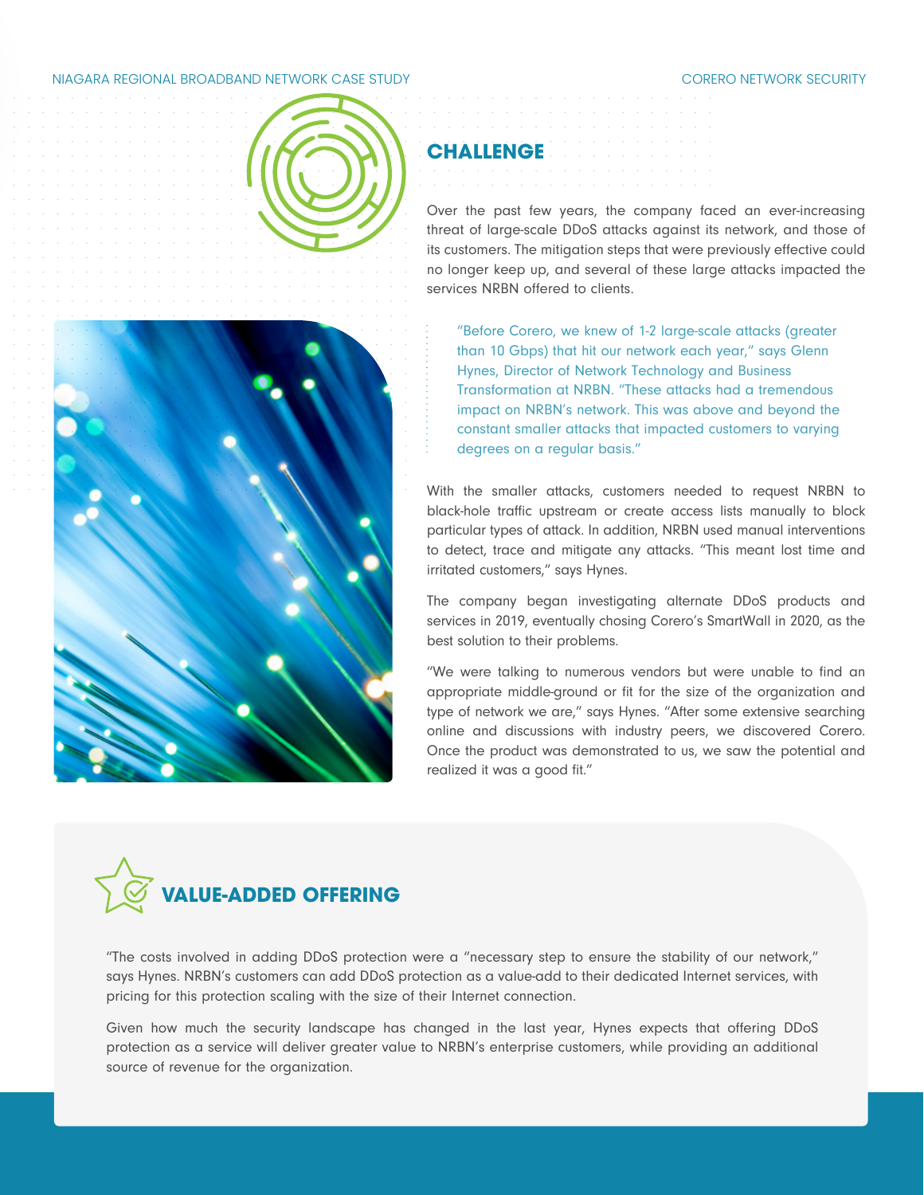## CHALLENGE

Over the past few years, the company faced an ever-increasing threat of large-scale DDoS attacks against its network, and those of its customers. The mitigation steps that were previously effective could no longer keep up, and several of these large attacks impacted the services NRBN offered to clients.

> "Before Corero, we knew of 1-2 large-scale attacks (greater than 10 Gbps) that hit our network each year," says Glenn Hynes, Director of Network Technology and Business Transformation at NRBN. "These attacks had a tremendous impact on NRBN's network. This was above and beyond the constant smaller attacks that impacted customers to varying degrees on a regular basis."

With the smaller attacks, customers needed to request NRBN to black-hole traffic upstream or create access lists manually to block particular types of attack. In addition, NRBN used manual interventions to detect, trace and mitigate any attacks. "This meant lost time and irritated customers," says Hynes.

The company began investigating alternate DDoS products and services in 2019, eventually chosing Corero's SmartWall in 2020, as the best solution to their problems.

"We were talking to numerous vendors but were unable to find an appropriate middle-ground or fit for the size of the organization and type of network we are," says Hynes. "After some extensive searching online and discussions with industry peers, we discovered Corero. Once the product was demonstrated to us, we saw the potential and realized it was a good fit."

## VALUE-ADDED OFFERING

"The costs involved in adding DDoS protection were a "necessary step to ensure the stability of our network," says Hynes. NRBN's customers can add DDoS protection as a value-add to their dedicated Internet services, with pricing for this protection scaling with the size of their Internet connection.

Given how much the security landscape has changed in the last year, Hynes expects that offering DDoS protection as a service will deliver greater value to NRBN's enterprise customers, while providing an additional source of revenue for the organization.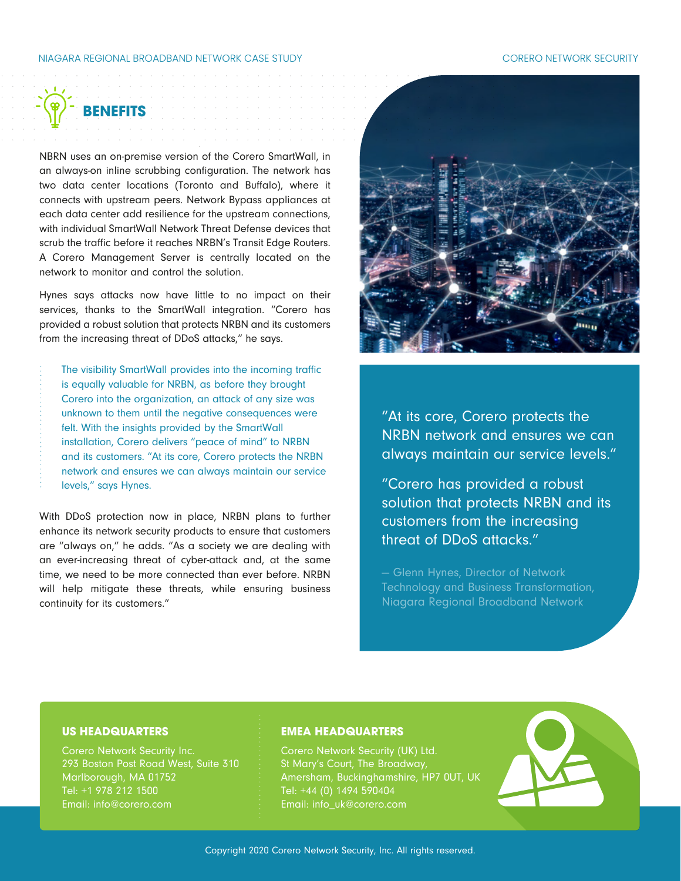## BENEFITS

NBRN uses an on-premise version of the Corero SmartWall, in an always-on inline scrubbing configuration. The network has two data center locations (Toronto and Buffalo), where it connects with upstream peers. Network Bypass appliances at each data center add resilience for the upstream connections, with individual SmartWall Network Threat Defense devices that scrub the traffic before it reaches NRBN's Transit Edge Routers. A Corero Management Server is centrally located on the network to monitor and control the solution.

Hynes says attacks now have little to no impact on their services, thanks to the SmartWall integration. "Corero has provided a robust solution that protects NRBN and its customers from the increasing threat of DDoS attacks," he says.

> The visibility SmartWall provides into the incoming traffic is equally valuable for NRBN, as before they brought Corero into the organization, an attack of any size was unknown to them until the negative consequences were felt. With the insights provided by the SmartWall installation, Corero delivers "peace of mind" to NRBN and its customers. "At its core, Corero protects the NRBN network and ensures we can always maintain our service levels," says Hynes.

With DDoS protection now in place, NRBN plans to further enhance its network security products to ensure that customers are "always on," he adds. "As a society we are dealing with an ever-increasing threat of cyber-attack and, at the same time, we need to be more connected than ever before. NRBN will help mitigate these threats, while ensuring business continuity for its customers."

> "At its core, Corero protects the NRBN network and ensures we can always maintain our service levels."
>
> "Corero has provided a robust solution that protects NRBN and its customers from the increasing threat of DDoS attacks."
>
> – Glenn Hynes, Director of Network Technology and Business Transformation, Niagara Regional Broadband Network

**US HEADQUARTERS**

Corero Network Security Inc.
293 Boston Post Road West, Suite 310
Marlborough, MA 01752
Tel: +1 978 212 1500
Email: info@corero.com

**EMEA HEADQUARTERS**

Corero Network Security (UK) Ltd.
St Mary's Court, The Broadway,
Amersham, Buckinghamshire, HP7 0UT, UK
Tel: +44 (0) 1494 590404
Email: info_uk@corero.com

Copyright 2020 Corero Network Security, Inc. All rights reserved.